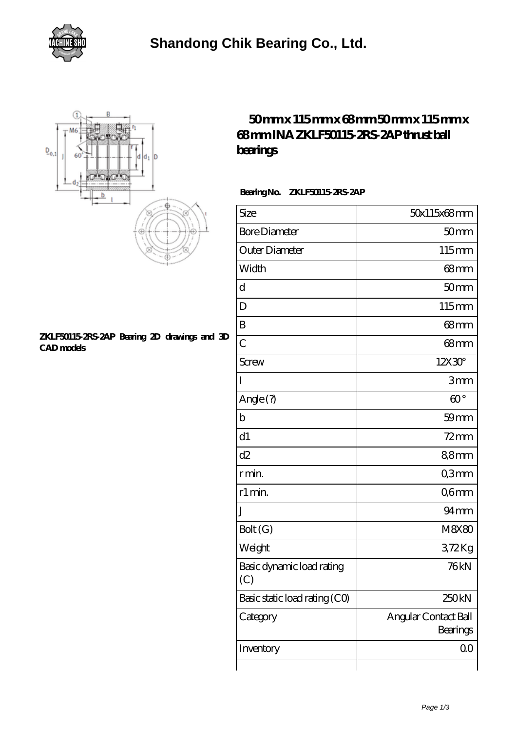# Shandong Chik Bearing Co., Ltd.

ZKLF50115-2RS-2AP Bearing 2D drawings and 3D CAD models

## 50 mm x 115 mm x 68 mm 50 mm x 115 mm x 68 mm INA ZKLF50115-2RS-2AP thrust ball bearings

**Bearing No. ZKLF50115-2RS-2AP**

| Size | 50x115x68 mm |
|---|---|
| Bore Diameter | 50 mm |
| Outer Diameter | 115 mm |
| Width | 68 mm |
| d | 50 mm |
| D | 115 mm |
| B | 68 mm |
| C | 68 mm |
| Screw | 12X30° |
| l | 3 mm |
| Angle (?) | 60 ° |
| b | 59 mm |
| d1 | 72 mm |
| d2 | 8,8 mm |
| r min. | 0,3 mm |
| r1 min. | 0,6 mm |
| J | 94 mm |
| Bolt (G) | M8X80 |
| Weight | 3,72 Kg |
| Basic dynamic load rating (C) | 76 kN |
| Basic static load rating (C0) | 250 kN |
| Category | Angular Contact Ball Bearings |
| Inventory | 0.0 |
| | |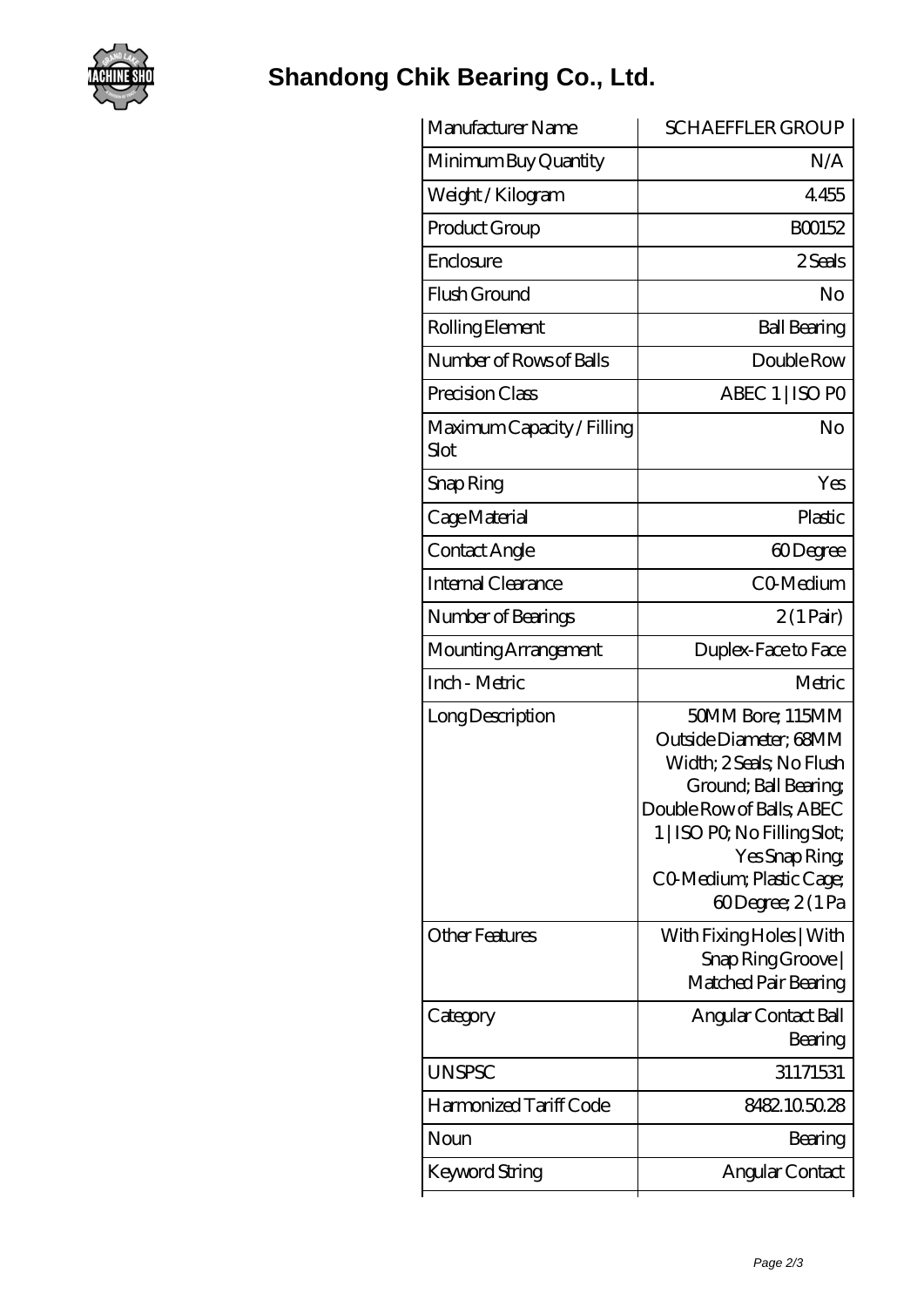# Shandong Chik Bearing Co., Ltd.

| Manufacturer Name | SCHAEFFLER GROUP |
|---|---|
| Minimum Buy Quantity | N/A |
| Weight / Kilogram | 4.455 |
| Product Group | B00152 |
| Enclosure | 2 Seals |
| Flush Ground | No |
| Rolling Element | Ball Bearing |
| Number of Rows of Balls | Double Row |
| Precision Class | ABEC 1 \| ISO P0 |
| Maximum Capacity / Filling Slot | No |
| Snap Ring | Yes |
| Cage Material | Plastic |
| Contact Angle | 60 Degree |
| Internal Clearance | C0-Medium |
| Number of Bearings | 2 (1 Pair) |
| Mounting Arrangement | Duplex-Face to Face |
| Inch - Metric | Metric |
| Long Description | 50MM Bore; 115MM Outside Diameter; 68MM Width; 2 Seals; No Flush Ground; Ball Bearing; Double Row of Balls; ABEC 1 \| ISO P0; No Filling Slot; Yes Snap Ring; C0-Medium; Plastic Cage; 60 Degree; 2 (1 Pa |
| Other Features | With Fixing Holes \| With Snap Ring Groove \| Matched Pair Bearing |
| Category | Angular Contact Ball Bearing |
| UNSPSC | 31171531 |
| Harmonized Tariff Code | 8482.10.50.28 |
| Noun | Bearing |
| Keyword String | Angular Contact |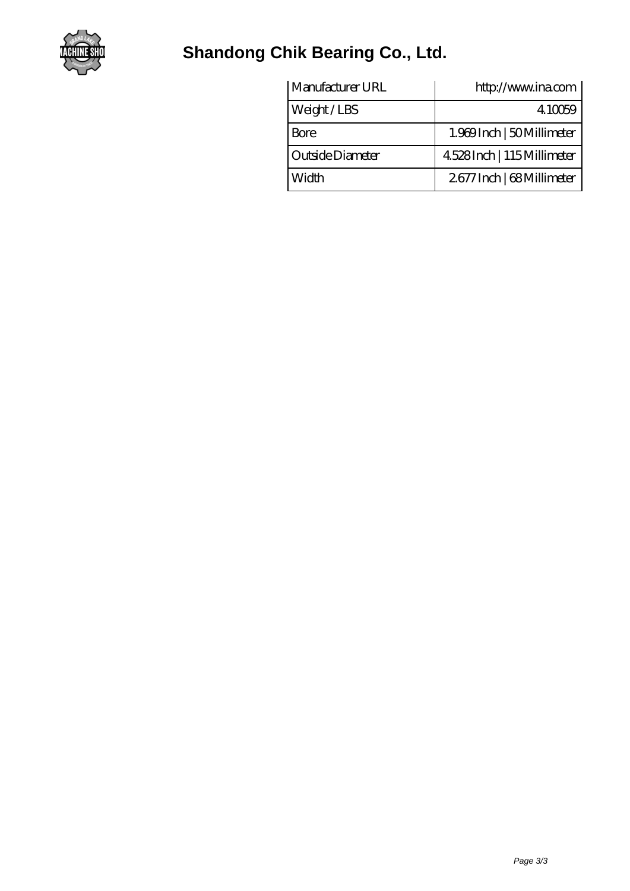| | |
|---|---|
| Manufacturer URL | http://www.ina.com |
| Weight / LBS | 4.10059 |
| Bore | 1.969 Inch \| 50 Millimeter |
| Outside Diameter | 4.528 Inch \| 115 Millimeter |
| Width | 2.677 Inch \| 68 Millimeter |